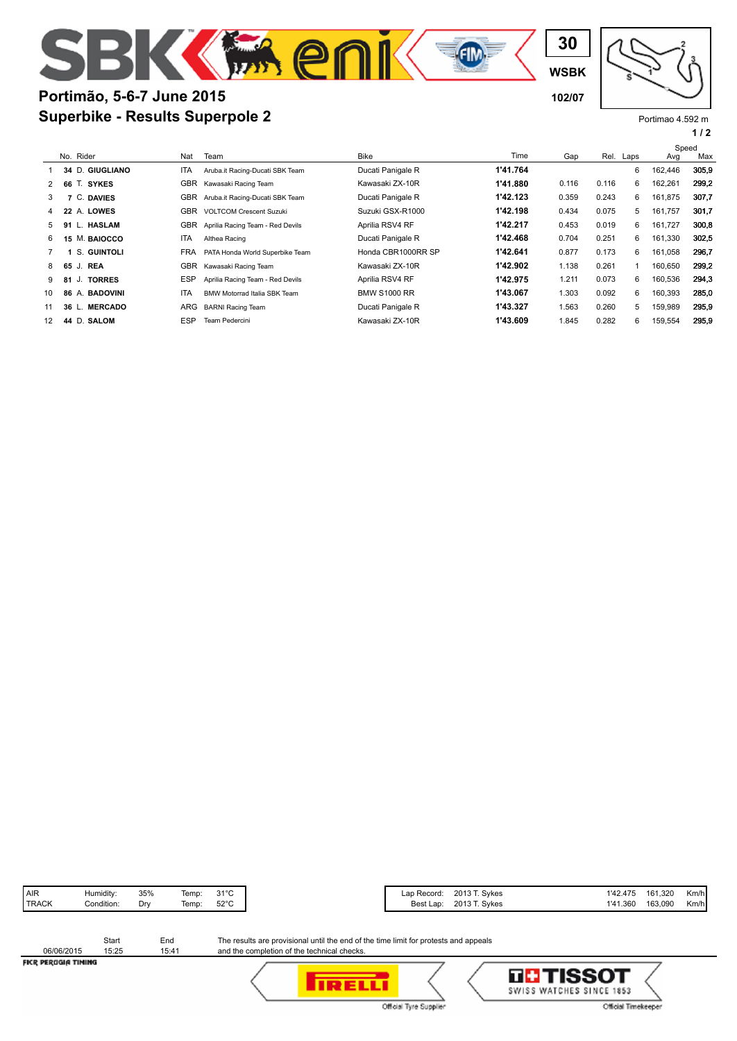# Portimão, 5-6-7 June 2015

## Superbike - Results Superpole 2

30

WSBK

102/07

Portimao 4.592 m

| | No. | Rider | Nat | Team | Bike | Time | Gap | Rel. | Laps | Speed Avg | Speed Max |
|---|---|---|---|---|---|---|---|---|---|---|---|
| 1 | 34 | D. GIUGLIANO | ITA | Aruba.it Racing-Ducati SBK Team | Ducati Panigale R | 1'41.764 | | | 6 | 162,446 | 305,9 |
| 2 | 66 | T. SYKES | GBR | Kawasaki Racing Team | Kawasaki ZX-10R | 1'41.880 | 0.116 | 0.116 | 6 | 162,261 | 299,2 |
| 3 | 7 | C. DAVIES | GBR | Aruba.it Racing-Ducati SBK Team | Ducati Panigale R | 1'42.123 | 0.359 | 0.243 | 6 | 161,875 | 307,7 |
| 4 | 22 | A. LOWES | GBR | VOLTCOM Crescent Suzuki | Suzuki GSX-R1000 | 1'42.198 | 0.434 | 0.075 | 5 | 161,757 | 301,7 |
| 5 | 91 | L. HASLAM | GBR | Aprilia Racing Team - Red Devils | Aprilia RSV4 RF | 1'42.217 | 0.453 | 0.019 | 6 | 161,727 | 300,8 |
| 6 | 15 | M. BAIOCCO | ITA | Althea Racing | Ducati Panigale R | 1'42.468 | 0.704 | 0.251 | 6 | 161,330 | 302,5 |
| 7 | 1 | S. GUINTOLI | FRA | PATA Honda World Superbike Team | Honda CBR1000RR SP | 1'42.641 | 0.877 | 0.173 | 6 | 161,058 | 296,7 |
| 8 | 65 | J. REA | GBR | Kawasaki Racing Team | Kawasaki ZX-10R | 1'42.902 | 1.138 | 0.261 | 1 | 160,650 | 299,2 |
| 9 | 81 | J. TORRES | ESP | Aprilia Racing Team - Red Devils | Aprilia RSV4 RF | 1'42.975 | 1.211 | 0.073 | 6 | 160,536 | 294,3 |
| 10 | 86 | A. BADOVINI | ITA | BMW Motorrad Italia SBK Team | BMW S1000 RR | 1'43.067 | 1.303 | 0.092 | 6 | 160,393 | 285,0 |
| 11 | 36 | L. MERCADO | ARG | BARNI Racing Team | Ducati Panigale R | 1'43.327 | 1.563 | 0.260 | 5 | 159,989 | 295,9 |
| 12 | 44 | D. SALOM | ESP | Team Pedercini | Kawasaki ZX-10R | 1'43.609 | 1.845 | 0.282 | 6 | 159,554 | 295,9 |

| AIR | Humidity: | 35% | Temp: | 31°C |
|---|---|---|---|---|
| TRACK | Condition: | Dry | Temp: | 52°C |

| | | | | |
|---|---|---|---|---|
| Lap Record: | 2013 T. Sykes | 1'42.475 | 161,320 | Km/h |
| Best Lap: | 2013 T. Sykes | 1'41.360 | 163,090 | Km/h |

| | Start | End |
|---|---|---|
| 06/06/2015 | 15:25 | 15:41 |

The results are provisional until the end of the time limit for protests and appeals and the completion of the technical checks.

FICR PERUGIA TIMING

Official Tyre Supplier

Official Timekeeper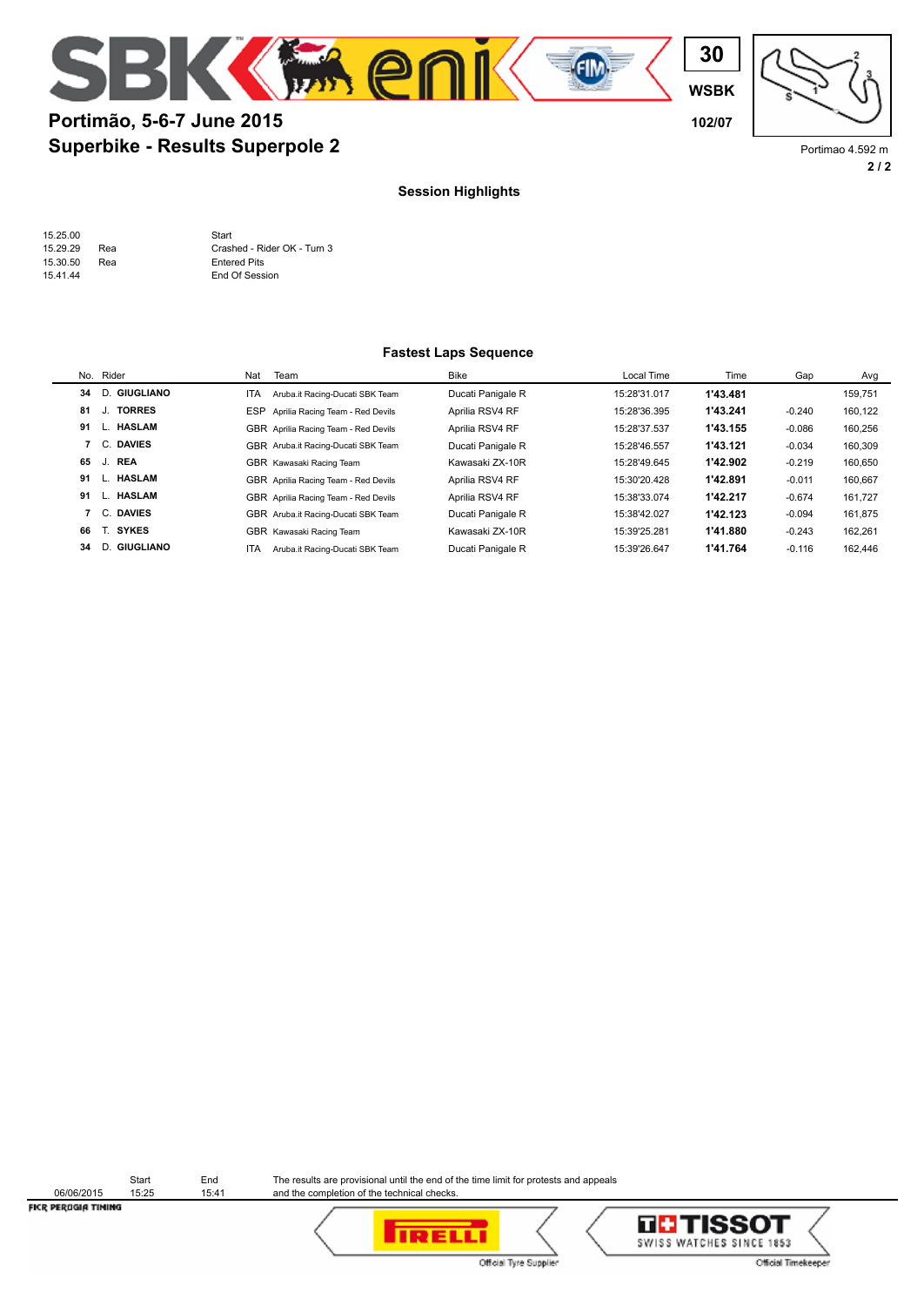# Portimão, 5-6-7 June 2015

## Superbike - Results Superpole 2

30 WSBK 102/07

Portimao 4.592 m

### Session Highlights

| | | |
|---|---|---|
| 15.25.00 | | Start |
| 15.29.29 | Rea | Crashed - Rider OK - Turn 3 |
| 15.30.50 | Rea | Entered Pits |
| 15.41.44 | | End Of Session |

### Fastest Laps Sequence

| No. | Rider | Nat | Team | Bike | Local Time | Time | Gap | Avg |
|---|---|---|---|---|---|---|---|---|
| 34 | D. **GIUGLIANO** | ITA | Aruba.it Racing-Ducati SBK Team | Ducati Panigale R | 15:28'31.017 | **1'43.481** | | 159,751 |
| 81 | J. **TORRES** | ESP | Aprilia Racing Team - Red Devils | Aprilia RSV4 RF | 15:28'36.395 | **1'43.241** | -0.240 | 160,122 |
| 91 | L. **HASLAM** | GBR | Aprilia Racing Team - Red Devils | Aprilia RSV4 RF | 15:28'37.537 | **1'43.155** | -0.086 | 160,256 |
| 7 | C. **DAVIES** | GBR | Aruba.it Racing-Ducati SBK Team | Ducati Panigale R | 15:28'46.557 | **1'43.121** | -0.034 | 160,309 |
| 65 | J. **REA** | GBR | Kawasaki Racing Team | Kawasaki ZX-10R | 15:28'49.645 | **1'42.902** | -0.219 | 160,650 |
| 91 | L. **HASLAM** | GBR | Aprilia Racing Team - Red Devils | Aprilia RSV4 RF | 15:30'20.428 | **1'42.891** | -0.011 | 160,667 |
| 91 | L. **HASLAM** | GBR | Aprilia Racing Team - Red Devils | Aprilia RSV4 RF | 15:38'33.074 | **1'42.217** | -0.674 | 161,727 |
| 7 | C. **DAVIES** | GBR | Aruba.it Racing-Ducati SBK Team | Ducati Panigale R | 15:38'42.027 | **1'42.123** | -0.094 | 161,875 |
| 66 | T. **SYKES** | GBR | Kawasaki Racing Team | Kawasaki ZX-10R | 15:39'25.281 | **1'41.880** | -0.243 | 162,261 |
| 34 | D. **GIUGLIANO** | ITA | Aruba.it Racing-Ducati SBK Team | Ducati Panigale R | 15:39'26.647 | **1'41.764** | -0.116 | 162,446 |

| | Start | End |
|---|---|---|
| 06/06/2015 | 15:25 | 15:41 |

The results are provisional until the end of the time limit for protests and appeals and the completion of the technical checks.

FICR PERUGIA TIMING

Official Tyre Supplier — PIRELLI

Official Timekeeper — TISSOT SWISS WATCHES SINCE 1853